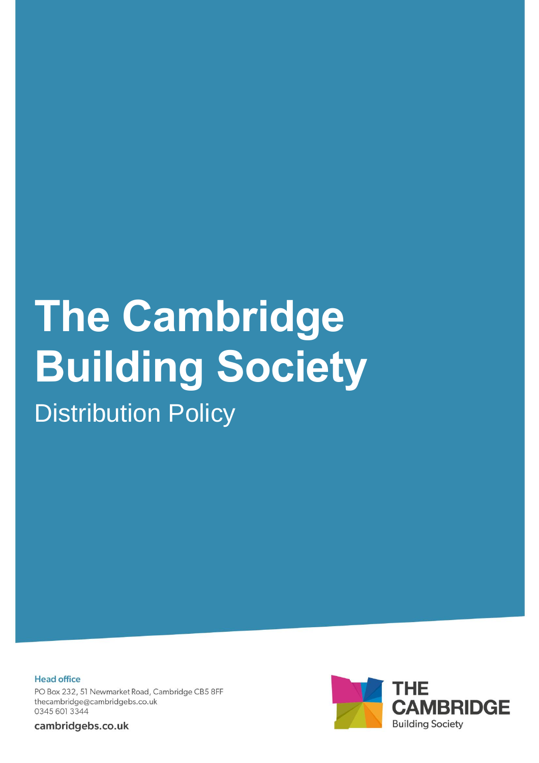# The Cambridge Building Society

## Distribution Policy

**Head office**

PO Box 232, 51 Newmarket Road, Cambridge CB5 8FF
thecambridge@cambridgebs.co.uk
0345 601 3344

**cambridgebs.co.uk**

THE CAMBRIDGE Building Society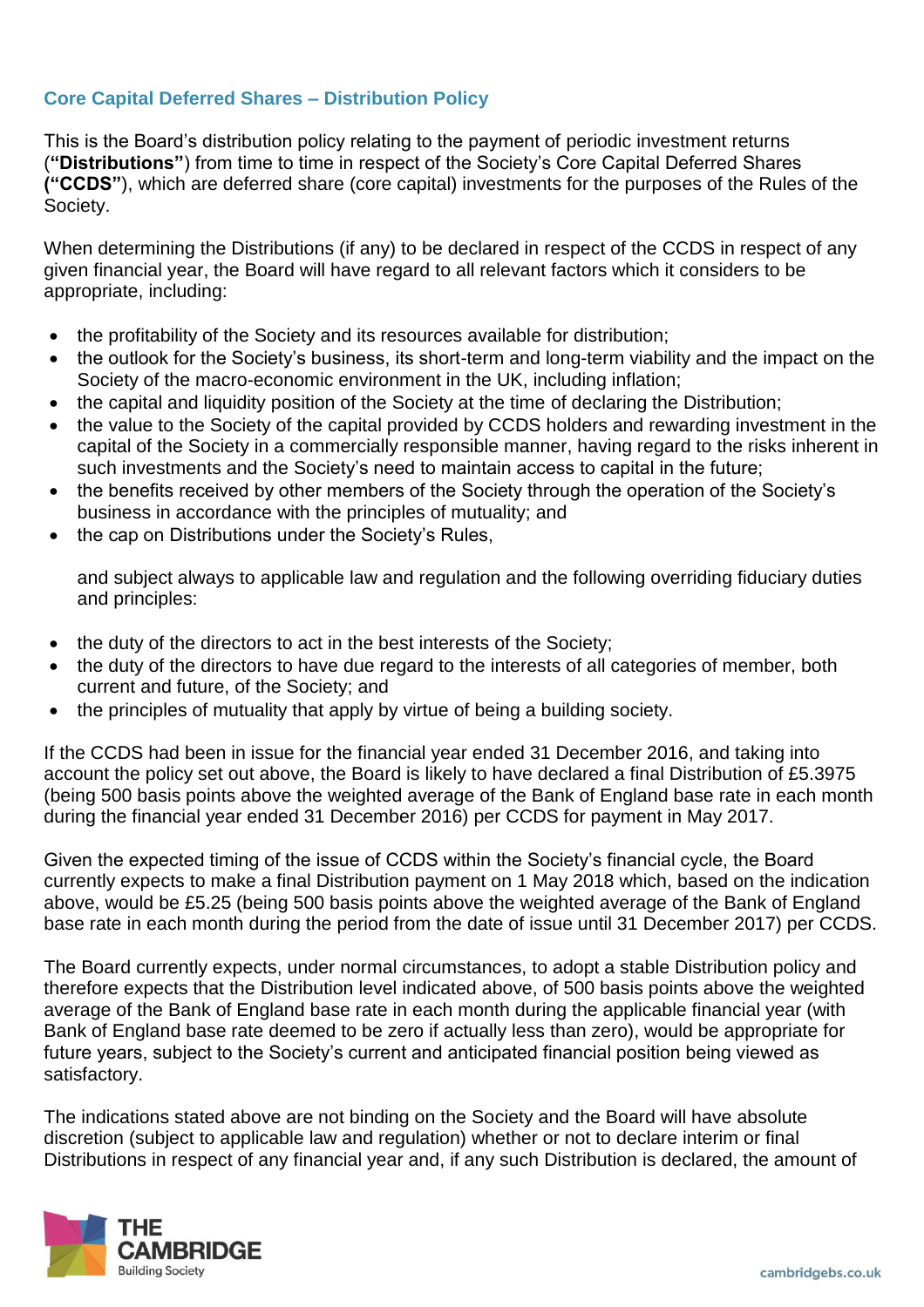## Core Capital Deferred Shares – Distribution Policy

This is the Board's distribution policy relating to the payment of periodic investment returns (**"Distributions"**) from time to time in respect of the Society's Core Capital Deferred Shares **("CCDS"**), which are deferred share (core capital) investments for the purposes of the Rules of the Society.

When determining the Distributions (if any) to be declared in respect of the CCDS in respect of any given financial year, the Board will have regard to all relevant factors which it considers to be appropriate, including:

- the profitability of the Society and its resources available for distribution;
- the outlook for the Society's business, its short-term and long-term viability and the impact on the Society of the macro-economic environment in the UK, including inflation;
- the capital and liquidity position of the Society at the time of declaring the Distribution;
- the value to the Society of the capital provided by CCDS holders and rewarding investment in the capital of the Society in a commercially responsible manner, having regard to the risks inherent in such investments and the Society's need to maintain access to capital in the future;
- the benefits received by other members of the Society through the operation of the Society's business in accordance with the principles of mutuality; and
- the cap on Distributions under the Society's Rules,

  and subject always to applicable law and regulation and the following overriding fiduciary duties and principles:

- the duty of the directors to act in the best interests of the Society;
- the duty of the directors to have due regard to the interests of all categories of member, both current and future, of the Society; and
- the principles of mutuality that apply by virtue of being a building society.

If the CCDS had been in issue for the financial year ended 31 December 2016, and taking into account the policy set out above, the Board is likely to have declared a final Distribution of £5.3975 (being 500 basis points above the weighted average of the Bank of England base rate in each month during the financial year ended 31 December 2016) per CCDS for payment in May 2017.

Given the expected timing of the issue of CCDS within the Society's financial cycle, the Board currently expects to make a final Distribution payment on 1 May 2018 which, based on the indication above, would be £5.25 (being 500 basis points above the weighted average of the Bank of England base rate in each month during the period from the date of issue until 31 December 2017) per CCDS.

The Board currently expects, under normal circumstances, to adopt a stable Distribution policy and therefore expects that the Distribution level indicated above, of 500 basis points above the weighted average of the Bank of England base rate in each month during the applicable financial year (with Bank of England base rate deemed to be zero if actually less than zero), would be appropriate for future years, subject to the Society's current and anticipated financial position being viewed as satisfactory.

The indications stated above are not binding on the Society and the Board will have absolute discretion (subject to applicable law and regulation) whether or not to declare interim or final Distributions in respect of any financial year and, if any such Distribution is declared, the amount of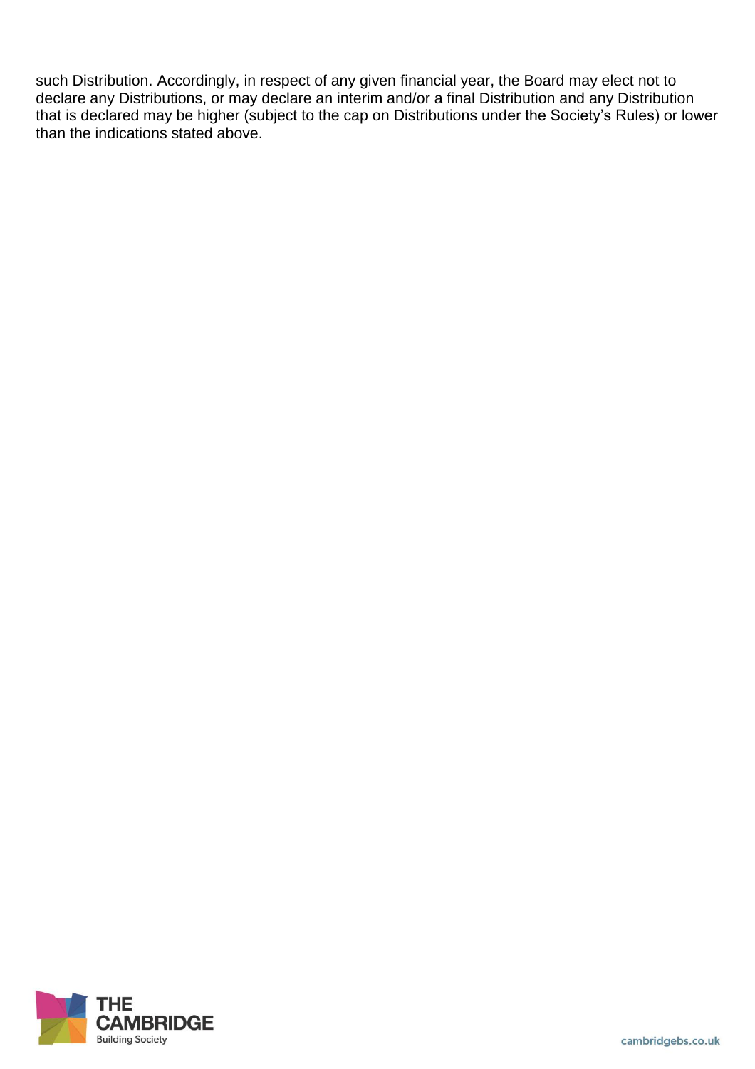such Distribution. Accordingly, in respect of any given financial year, the Board may elect not to declare any Distributions, or may declare an interim and/or a final Distribution and any Distribution that is declared may be higher (subject to the cap on Distributions under the Society's Rules) or lower than the indications stated above.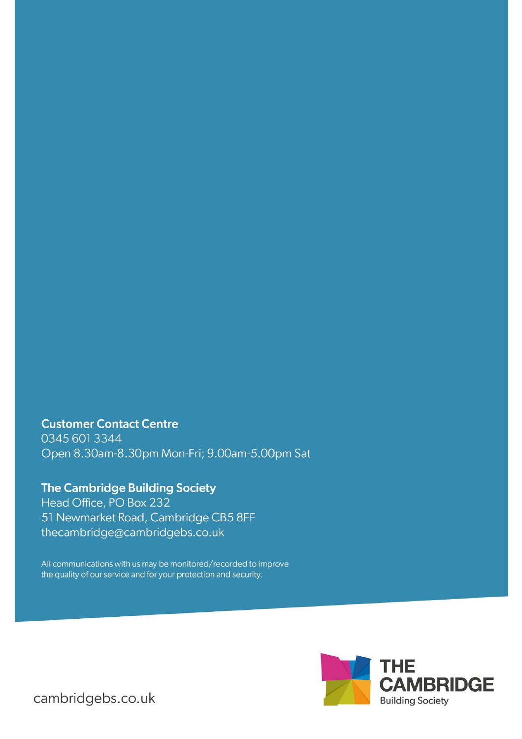**Customer Contact Centre**
0345 601 3344
Open 8.30am-8.30pm Mon-Fri; 9.00am-5.00pm Sat

**The Cambridge Building Society**
Head Office, PO Box 232
51 Newmarket Road, Cambridge CB5 8FF
thecambridge@cambridgebs.co.uk

All communications with us may be monitored/recorded to improve the quality of our service and for your protection and security.

cambridgebs.co.uk

THE CAMBRIDGE
Building Society